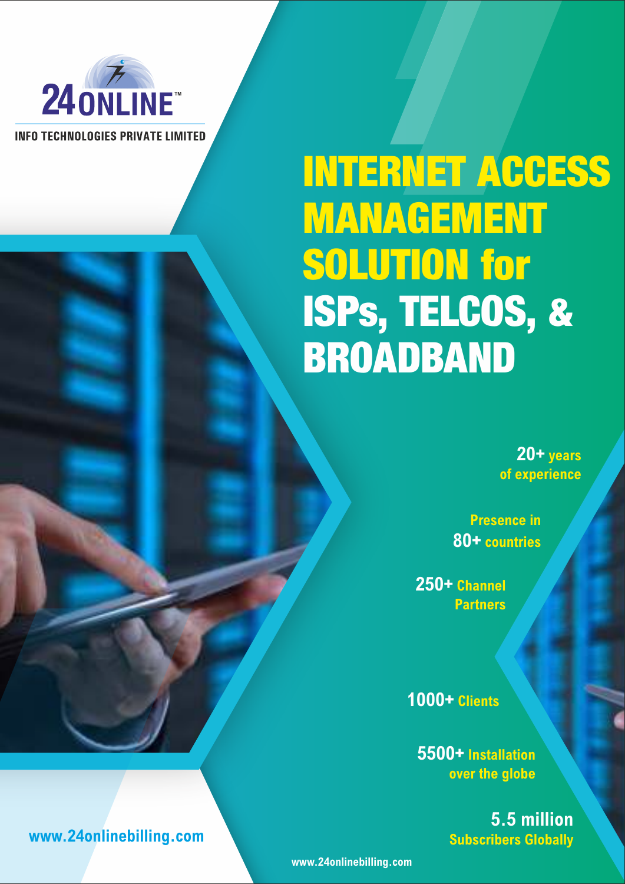**24ONLINE™**

**INFO TECHNOLOGIES PRIVATE LIMITED**

# INTERNET ACCESS MANAGEMENT SOLUTION for ISPs, TELCOS, & BROADBAND

**20+ years of experience**

**Presence in 80+ countries**

**250+ Channel Partners**

**1000+ Clients**

**5500+ Installation over the globe**

**5.5 million Subscribers Globally**

www.24onlinebilling.com

www.24onlinebilling.com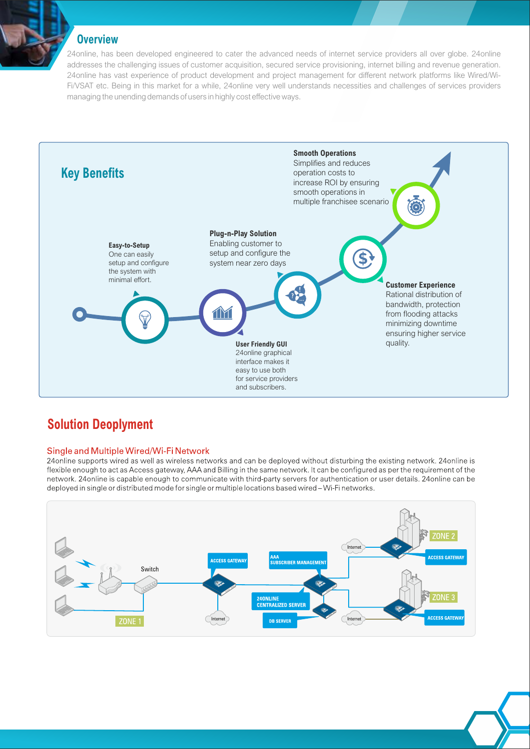## Overview

24online, has been developed engineered to cater the advanced needs of internet service providers all over globe. 24online addresses the challenging issues of customer acquisition, secured service provisioning, internet billing and revenue generation. 24online has vast experience of product development and project management for different network platforms like Wired/Wi-Fi/VSAT etc. Being in this market for a while, 24online very well understands necessities and challenges of services providers managing the unending demands of users in highly cost effective ways.

## Key Benefits

**Easy-to-Setup**
One can easily setup and configure the system with minimal effort.

**User Friendly GUI**
24online graphical interface makes it easy to use both for service providers and subscribers.

**Plug-n-Play Solution**
Enabling customer to setup and configure the system near zero days

**Customer Experience**
Rational distribution of bandwidth, protection from flooding attacks minimizing downtime ensuring higher service quality.

**Smooth Operations**
Simplifies and reduces operation costs to increase ROI by ensuring smooth operations in multiple franchisee scenario

## Solution Deoployment

### Single and Multiple Wired/Wi-Fi Network

24online supports wired as well as wireless networks and can be deployed without disturbing the existing network. 24online is flexible enough to act as Access gateway, AAA and Billing in the same network. It can be configured as per the requirement of the network. 24online is capable enough to communicate with third-party servers for authentication or user details. 24online can be deployed in single or distributed mode for single or multiple locations based wired – Wi-Fi networks.

Switch · ACCESS GATEWAY · AAA SUBSCRIBER MANAGEMENT · 24ONLINE CENTRALIZED SERVER · DB SERVER · Internet · ZONE 1 · ZONE 2 · ZONE 3 · ACCESS GATEWAY · ACCESS GATEWAY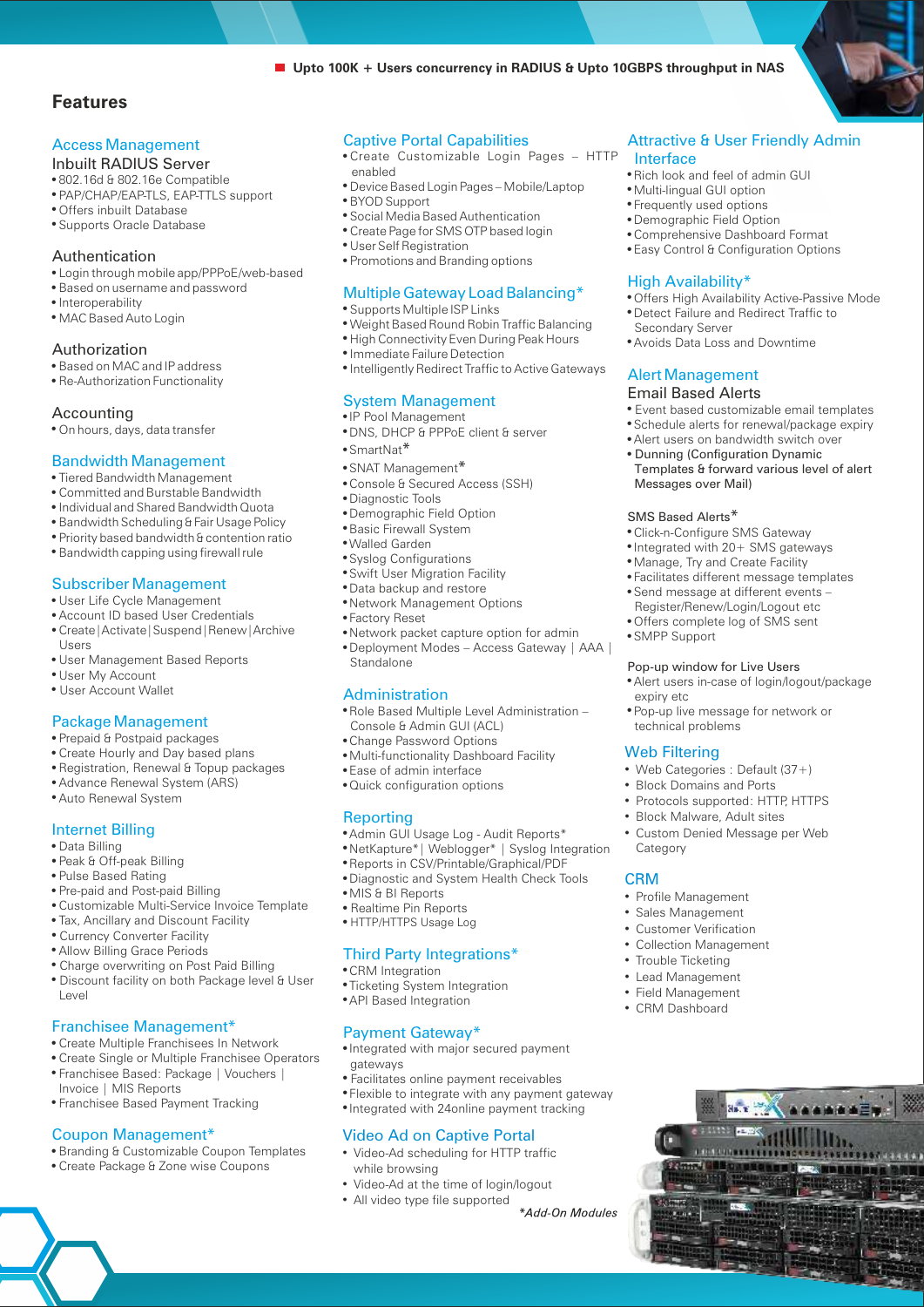Upto 100K + Users concurrency in RADIUS & Upto 10GBPS throughput in NAS

# Features

## Access Management

### Inbuilt RADIUS Server
- 802.16d & 802.16e Compatible
- PAP/CHAP/EAP-TLS, EAP-TTLS support
- Offers inbuilt Database
- Supports Oracle Database

### Authentication
- Login through mobile app/PPPoE/web-based
- Based on username and password
- Interoperability
- MAC Based Auto Login

### Authorization
- Based on MAC and IP address
- Re-Authorization Functionality

### Accounting
- On hours, days, data transfer

## Bandwidth Management
- Tiered Bandwidth Management
- Committed and Burstable Bandwidth
- Individual and Shared Bandwidth Quota
- Bandwidth Scheduling & Fair Usage Policy
- Priority based bandwidth & contention ratio
- Bandwidth capping using firewall rule

## Subscriber Management
- User Life Cycle Management
- Account ID based User Credentials
- Create | Activate | Suspend | Renew | Archive Users
- User Management Based Reports
- User My Account
- User Account Wallet

## Package Management
- Prepaid & Postpaid packages
- Create Hourly and Day based plans
- Registration, Renewal & Topup packages
- Advance Renewal System (ARS)
- Auto Renewal System

## Internet Billing
- Data Billing
- Peak & Off-peak Billing
- Pulse Based Rating
- Pre-paid and Post-paid Billing
- Customizable Multi-Service Invoice Template
- Tax, Ancillary and Discount Facility
- Currency Converter Facility
- Allow Billing Grace Periods
- Charge overwriting on Post Paid Billing
- Discount facility on both Package level & User Level

## Franchisee Management*
- Create Multiple Franchisees In Network
- Create Single or Multiple Franchisee Operators
- Franchisee Based: Package | Vouchers | Invoice | MIS Reports
- Franchisee Based Payment Tracking

## Coupon Management*
- Branding & Customizable Coupon Templates
- Create Package & Zone wise Coupons

## Captive Portal Capabilities
- Create Customizable Login Pages – HTTP enabled
- Device Based Login Pages – Mobile/Laptop
- BYOD Support
- Social Media Based Authentication
- Create Page for SMS OTP based login
- User Self Registration
- Promotions and Branding options

## Multiple Gateway Load Balancing*
- Supports Multiple ISP Links
- Weight Based Round Robin Traffic Balancing
- High Connectivity Even During Peak Hours
- Immediate Failure Detection
- Intelligently Redirect Traffic to Active Gateways

## System Management
- IP Pool Management
- DNS, DHCP & PPPoE client & server
- SmartNat*
- SNAT Management*
- Console & Secured Access (SSH)
- Diagnostic Tools
- Demographic Field Option
- Basic Firewall System
- Walled Garden
- Syslog Configurations
- Swift User Migration Facility
- Data backup and restore
- Network Management Options
- Factory Reset
- Network packet capture option for admin
- Deployment Modes – Access Gateway | AAA | Standalone

## Administration
- Role Based Multiple Level Administration – Console & Admin GUI (ACL)
- Change Password Options
- Multi-functionality Dashboard Facility
- Ease of admin interface
- Quick configuration options

## Reporting
- Admin GUI Usage Log - Audit Reports*
- NetKapture* | Weblogger* | Syslog Integration
- Reports in CSV/Printable/Graphical/PDF
- Diagnostic and System Health Check Tools
- MIS & BI Reports
- Realtime Pin Reports
- HTTP/HTTPS Usage Log

## Third Party Integrations*
- CRM Integration
- Ticketing System Integration
- API Based Integration

## Payment Gateway*
- Integrated with major secured payment gateways
- Facilitates online payment receivables
- Flexible to integrate with any payment gateway
- Integrated with 24online payment tracking

## Video Ad on Captive Portal
- Video-Ad scheduling for HTTP traffic while browsing
- Video-Ad at the time of login/logout
- All video type file supported

## Attractive & User Friendly Admin Interface
- Rich look and feel of admin GUI
- Multi-lingual GUI option
- Frequently used options
- Demographic Field Option
- Comprehensive Dashboard Format
- Easy Control & Configuration Options

## High Availability*
- Offers High Availability Active-Passive Mode
- Detect Failure and Redirect Traffic to Secondary Server
- Avoids Data Loss and Downtime

## Alert Management

### Email Based Alerts
- Event based customizable email templates
- Schedule alerts for renewal/package expiry
- Alert users on bandwidth switch over
- Dunning (Configuration Dynamic Templates & forward various level of alert Messages over Mail)

### SMS Based Alerts*
- Click-n-Configure SMS Gateway
- Integrated with 20+ SMS gateways
- Manage, Try and Create Facility
- Facilitates different message templates
- Send message at different events – Register/Renew/Login/Logout etc
- Offers complete log of SMS sent
- SMPP Support

### Pop-up window for Live Users
- Alert users in-case of login/logout/package expiry etc
- Pop-up live message for network or technical problems

## Web Filtering
- Web Categories : Default (37+)
- Block Domains and Ports
- Protocols supported: HTTP, HTTPS
- Block Malware, Adult sites
- Custom Denied Message per Web Category

## CRM
- Profile Management
- Sales Management
- Customer Verification
- Collection Management
- Trouble Ticketing
- Lead Management
- Field Management
- CRM Dashboard

*\*Add-On Modules*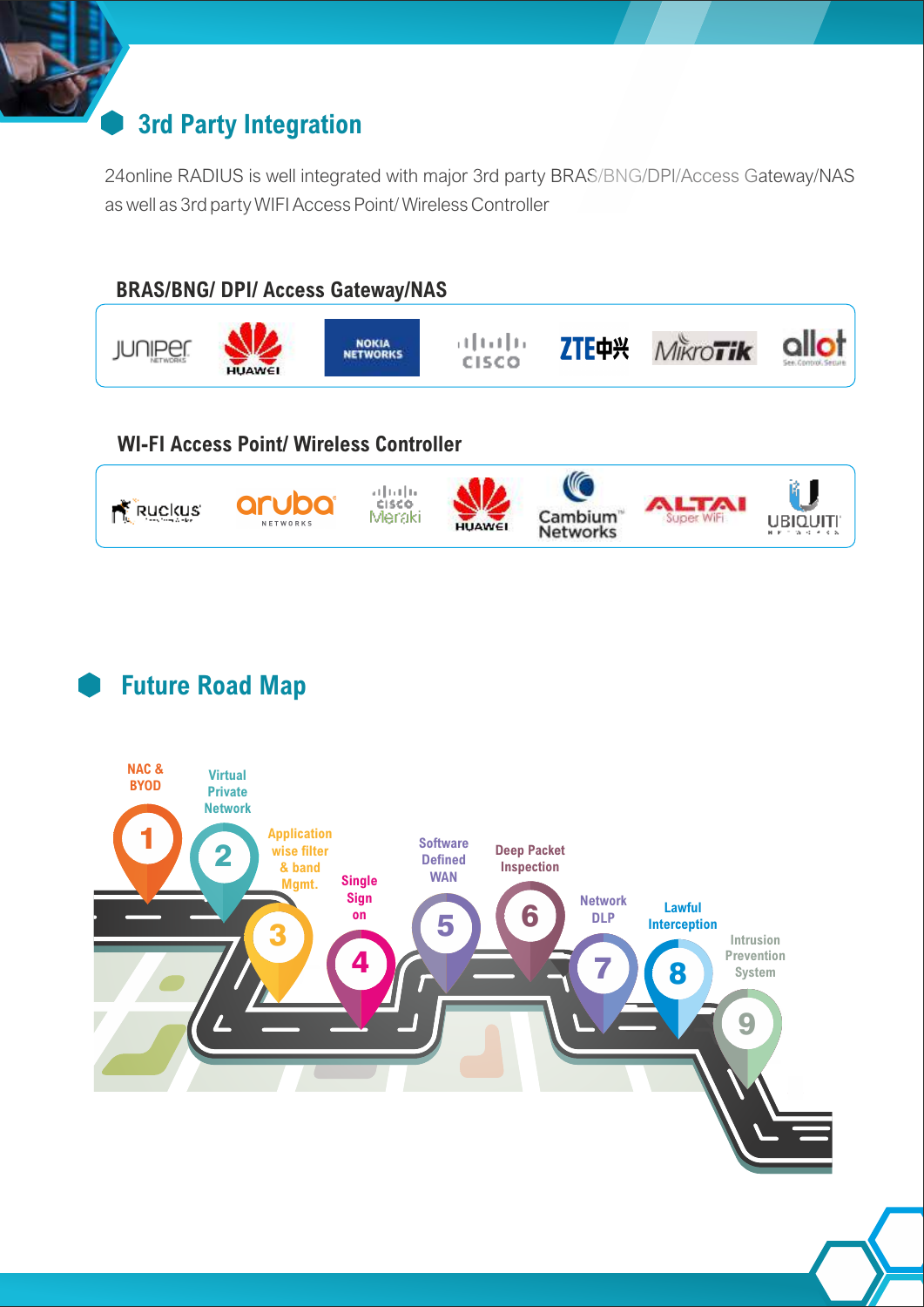## 3rd Party Integration

24online RADIUS is well integrated with major 3rd party BRAS/BNG/DPI/Access Gateway/NAS as well as 3rd party WIFI Access Point/ Wireless Controller

### BRAS/BNG/ DPI/ Access Gateway/NAS

Juniper Networks, Huawei, Nokia Networks, Cisco, ZTE中兴, MikroTik, allot

### WI-FI Access Point/ Wireless Controller

Ruckus, aruba Networks, Cisco Meraki, Huawei, Cambium Networks, ALTAI Super WiFi, Ubiquiti Networks

## Future Road Map

1. NAC & BYOD
2. Virtual Private Network
3. Application wise filter & band Mgmt.
4. Single Sign on
5. Software Defined WAN
6. Deep Packet Inspection
7. Network DLP
8. Lawful Interception
9. Intrusion Prevention System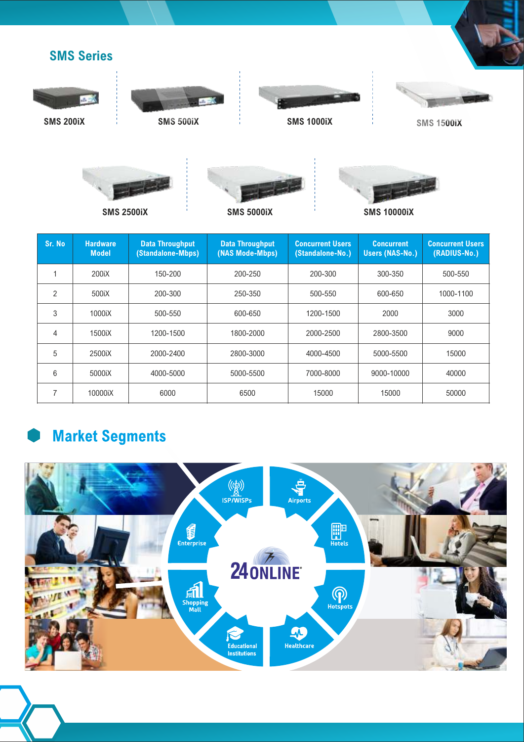## SMS Series

SMS 200iX

SMS 500iX

SMS 1000iX

SMS 1500iX

SMS 2500iX

SMS 5000iX

SMS 10000iX

| Sr. No | Hardware Model | Data Throughput (Standalone-Mbps) | Data Throughput (NAS Mode-Mbps) | Concurrent Users (Standalone-No.) | Concurrent Users (NAS-No.) | Concurrent Users (RADIUS-No.) |
|---|---|---|---|---|---|---|
| 1 | 200iX | 150-200 | 200-250 | 200-300 | 300-350 | 500-550 |
| 2 | 500iX | 200-300 | 250-350 | 500-550 | 600-650 | 1000-1100 |
| 3 | 1000iX | 500-550 | 600-650 | 1200-1500 | 2000 | 3000 |
| 4 | 1500iX | 1200-1500 | 1800-2000 | 2000-2500 | 2800-3500 | 9000 |
| 5 | 2500iX | 2000-2400 | 2800-3000 | 4000-4500 | 5000-5500 | 15000 |
| 6 | 5000iX | 4000-5000 | 5000-5500 | 7000-8000 | 9000-10000 | 40000 |
| 7 | 10000iX | 6000 | 6500 | 15000 | 15000 | 50000 |

## Market Segments

24ONLINE

- ISP/WISPs
- Airports
- Hotels
- Hotspots
- Healthcare
- Educational Institutions
- Shopping Mall
- Enterprise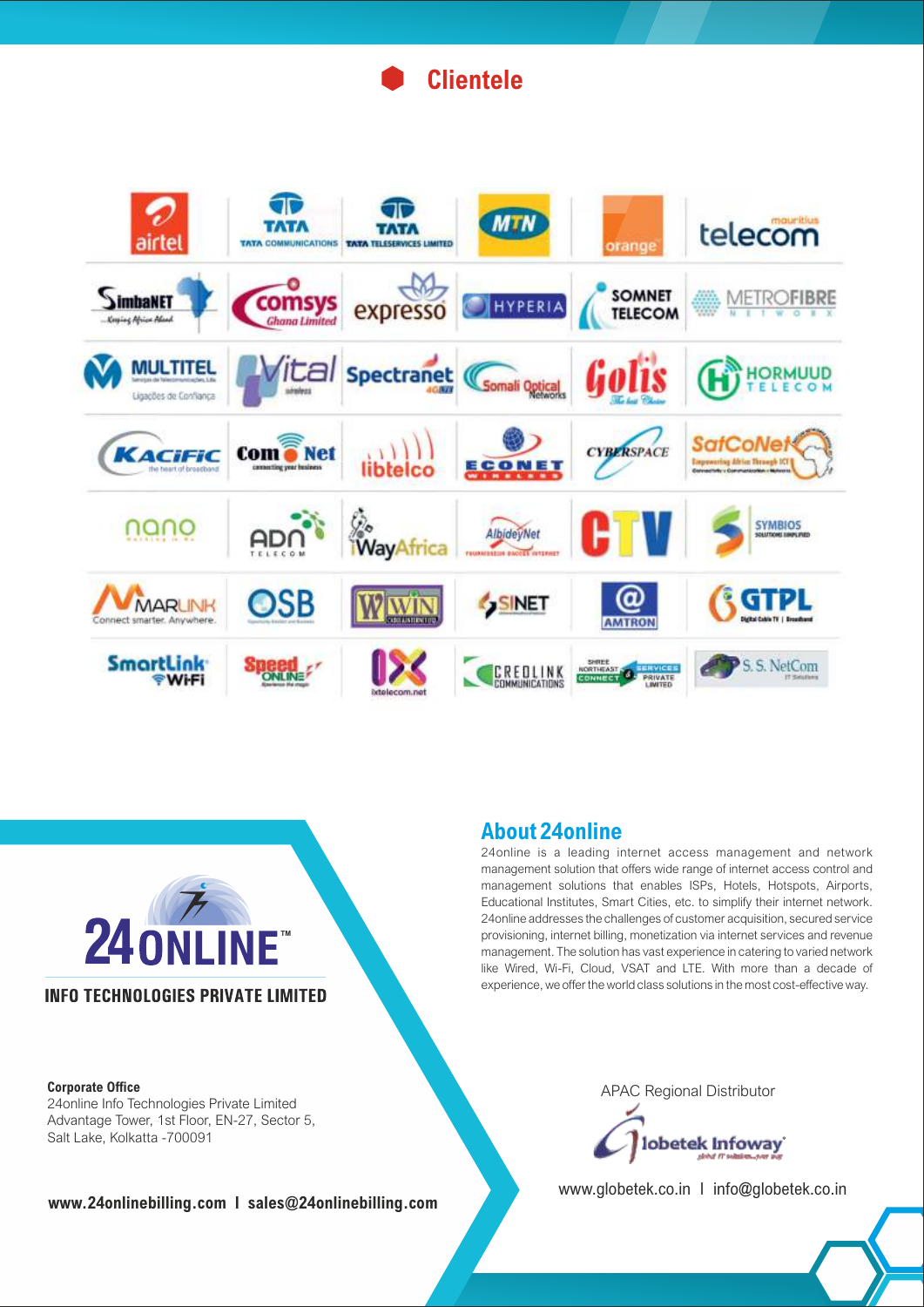## Clientele

## About 24online

24online is a leading internet access management and network management solution that offers wide range of internet access control and management solutions that enables ISPs, Hotels, Hotspots, Airports, Educational Institutes, Smart Cities, etc. to simplify their internet network. 24online addresses the challenges of customer acquisition, secured service provisioning, internet billing, monetization via internet services and revenue management. The solution has vast experience in catering to varied network like Wired, Wi-Fi, Cloud, VSAT and LTE. With more than a decade of experience, we offer the world class solutions in the most cost-effective way.

24ONLINE™

INFO TECHNOLOGIES PRIVATE LIMITED

**Corporate Office**
24online Info Technologies Private Limited
Advantage Tower, 1st Floor, EN-27, Sector 5,
Salt Lake, Kolkatta -700091

**www.24onlinebilling.com I sales@24onlinebilling.com**

APAC Regional Distributor

Globetek Infoway

www.globetek.co.in I info@globetek.co.in